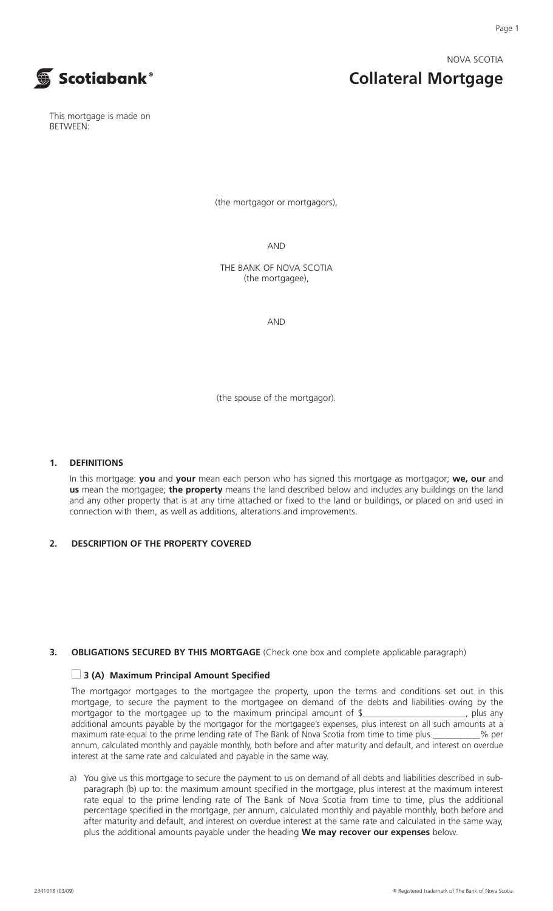NOVA SCOTIA

# Collateral Mortgage

This mortgage is made on
BETWEEN:

(the mortgagor or mortgagors),

AND

THE BANK OF NOVA SCOTIA
(the mortgagee),

AND

(the spouse of the mortgagor).

## 1. DEFINITIONS

In this mortgage: **you** and **your** mean each person who has signed this mortgage as mortgagor; **we, our** and **us** mean the mortgagee; **the property** means the land described below and includes any buildings on the land and any other property that is at any time attached or fixed to the land or buildings, or placed on and used in connection with them, as well as additions, alterations and improvements.

## 2. DESCRIPTION OF THE PROPERTY COVERED

## 3. OBLIGATIONS SECURED BY THIS MORTGAGE (Check one box and complete applicable paragraph)

☐ **3 (A) Maximum Principal Amount Specified**

The mortgagor mortgages to the mortgagee the property, upon the terms and conditions set out in this mortgage, to secure the payment to the mortgagee on demand of the debts and liabilities owing by the mortgagor to the mortgagee up to the maximum principal amount of $________________________, plus any additional amounts payable by the mortgagor for the mortgagee's expenses, plus interest on all such amounts at a maximum rate equal to the prime lending rate of The Bank of Nova Scotia from time to time plus ___________% per annum, calculated monthly and payable monthly, both before and after maturity and default, and interest on overdue interest at the same rate and calculated and payable in the same way.

a) You give us this mortgage to secure the payment to us on demand of all debts and liabilities described in sub-paragraph (b) up to: the maximum amount specified in the mortgage, plus interest at the maximum interest rate equal to the prime lending rate of The Bank of Nova Scotia from time to time, plus the additional percentage specified in the mortgage, per annum, calculated monthly and payable monthly, both before and after maturity and default, and interest on overdue interest at the same rate and calculated in the same way, plus the additional amounts payable under the heading **We may recover our expenses** below.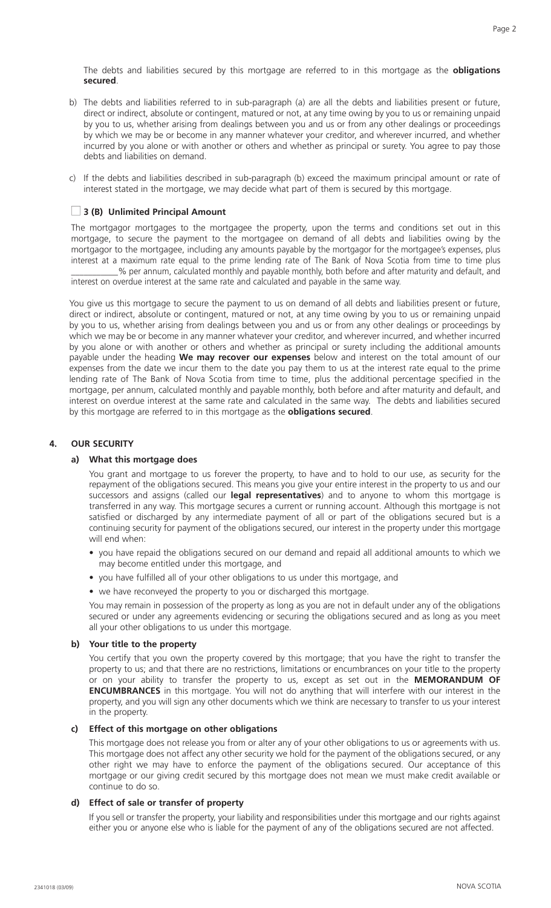The debts and liabilities secured by this mortgage are referred to in this mortgage as the **obligations secured**.

b) The debts and liabilities referred to in sub-paragraph (a) are all the debts and liabilities present or future, direct or indirect, absolute or contingent, matured or not, at any time owing by you to us or remaining unpaid by you to us, whether arising from dealings between you and us or from any other dealings or proceedings by which we may be or become in any manner whatever your creditor, and wherever incurred, and whether incurred by you alone or with another or others and whether as principal or surety. You agree to pay those debts and liabilities on demand.

c) If the debts and liabilities described in sub-paragraph (b) exceed the maximum principal amount or rate of interest stated in the mortgage, we may decide what part of them is secured by this mortgage.

☐ **3 (B) Unlimited Principal Amount**

The mortgagor mortgages to the mortgagee the property, upon the terms and conditions set out in this mortgage, to secure the payment to the mortgagee on demand of all debts and liabilities owing by the mortgagor to the mortgagee, including any amounts payable by the mortgagor for the mortgagee's expenses, plus interest at a maximum rate equal to the prime lending rate of The Bank of Nova Scotia from time to time plus \_\_\_\_\_\_\_\_\_\_% per annum, calculated monthly and payable monthly, both before and after maturity and default, and interest on overdue interest at the same rate and calculated and payable in the same way.

You give us this mortgage to secure the payment to us on demand of all debts and liabilities present or future, direct or indirect, absolute or contingent, matured or not, at any time owing by you to us or remaining unpaid by you to us, whether arising from dealings between you and us or from any other dealings or proceedings by which we may be or become in any manner whatever your creditor, and wherever incurred, and whether incurred by you alone or with another or others and whether as principal or surety including the additional amounts payable under the heading **We may recover our expenses** below and interest on the total amount of our expenses from the date we incur them to the date you pay them to us at the interest rate equal to the prime lending rate of The Bank of Nova Scotia from time to time, plus the additional percentage specified in the mortgage, per annum, calculated monthly and payable monthly, both before and after maturity and default, and interest on overdue interest at the same rate and calculated in the same way. The debts and liabilities secured by this mortgage are referred to in this mortgage as the **obligations secured**.

## 4. OUR SECURITY

### a) What this mortgage does

You grant and mortgage to us forever the property, to have and to hold to our use, as security for the repayment of the obligations secured. This means you give your entire interest in the property to us and our successors and assigns (called our **legal representatives**) and to anyone to whom this mortgage is transferred in any way. This mortgage secures a current or running account. Although this mortgage is not satisfied or discharged by any intermediate payment of all or part of the obligations secured but is a continuing security for payment of the obligations secured, our interest in the property under this mortgage will end when:

- you have repaid the obligations secured on our demand and repaid all additional amounts to which we may become entitled under this mortgage, and
- you have fulfilled all of your other obligations to us under this mortgage, and
- we have reconveyed the property to you or discharged this mortgage.

You may remain in possession of the property as long as you are not in default under any of the obligations secured or under any agreements evidencing or securing the obligations secured and as long as you meet all your other obligations to us under this mortgage.

### b) Your title to the property

You certify that you own the property covered by this mortgage; that you have the right to transfer the property to us; and that there are no restrictions, limitations or encumbrances on your title to the property or on your ability to transfer the property to us, except as set out in the **MEMORANDUM OF ENCUMBRANCES** in this mortgage. You will not do anything that will interfere with our interest in the property, and you will sign any other documents which we think are necessary to transfer to us your interest in the property.

### c) Effect of this mortgage on other obligations

This mortgage does not release you from or alter any of your other obligations to us or agreements with us. This mortgage does not affect any other security we hold for the payment of the obligations secured, or any other right we may have to enforce the payment of the obligations secured. Our acceptance of this mortgage or our giving credit secured by this mortgage does not mean we must make credit available or continue to do so.

### d) Effect of sale or transfer of property

If you sell or transfer the property, your liability and responsibilities under this mortgage and our rights against either you or anyone else who is liable for the payment of any of the obligations secured are not affected.

2341018 (03/09) NOVA SCOTIA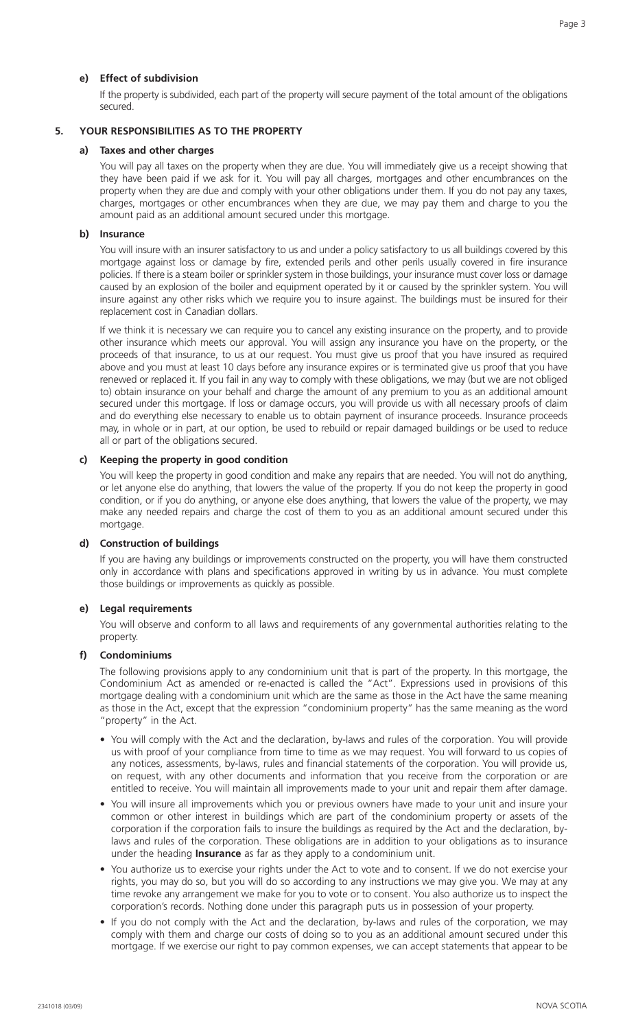#### e) Effect of subdivision

If the property is subdivided, each part of the property will secure payment of the total amount of the obligations secured.

### 5. YOUR RESPONSIBILITIES AS TO THE PROPERTY

#### a) Taxes and other charges

You will pay all taxes on the property when they are due. You will immediately give us a receipt showing that they have been paid if we ask for it. You will pay all charges, mortgages and other encumbrances on the property when they are due and comply with your other obligations under them. If you do not pay any taxes, charges, mortgages or other encumbrances when they are due, we may pay them and charge to you the amount paid as an additional amount secured under this mortgage.

#### b) Insurance

You will insure with an insurer satisfactory to us and under a policy satisfactory to us all buildings covered by this mortgage against loss or damage by fire, extended perils and other perils usually covered in fire insurance policies. If there is a steam boiler or sprinkler system in those buildings, your insurance must cover loss or damage caused by an explosion of the boiler and equipment operated by it or caused by the sprinkler system. You will insure against any other risks which we require you to insure against. The buildings must be insured for their replacement cost in Canadian dollars.

If we think it is necessary we can require you to cancel any existing insurance on the property, and to provide other insurance which meets our approval. You will assign any insurance you have on the property, or the proceeds of that insurance, to us at our request. You must give us proof that you have insured as required above and you must at least 10 days before any insurance expires or is terminated give us proof that you have renewed or replaced it. If you fail in any way to comply with these obligations, we may (but we are not obliged to) obtain insurance on your behalf and charge the amount of any premium to you as an additional amount secured under this mortgage. If loss or damage occurs, you will provide us with all necessary proofs of claim and do everything else necessary to enable us to obtain payment of insurance proceeds. Insurance proceeds may, in whole or in part, at our option, be used to rebuild or repair damaged buildings or be used to reduce all or part of the obligations secured.

#### c) Keeping the property in good condition

You will keep the property in good condition and make any repairs that are needed. You will not do anything, or let anyone else do anything, that lowers the value of the property. If you do not keep the property in good condition, or if you do anything, or anyone else does anything, that lowers the value of the property, we may make any needed repairs and charge the cost of them to you as an additional amount secured under this mortgage.

#### d) Construction of buildings

If you are having any buildings or improvements constructed on the property, you will have them constructed only in accordance with plans and specifications approved in writing by us in advance. You must complete those buildings or improvements as quickly as possible.

#### e) Legal requirements

You will observe and conform to all laws and requirements of any governmental authorities relating to the property.

#### f) Condominiums

The following provisions apply to any condominium unit that is part of the property. In this mortgage, the Condominium Act as amended or re-enacted is called the "Act". Expressions used in provisions of this mortgage dealing with a condominium unit which are the same as those in the Act have the same meaning as those in the Act, except that the expression "condominium property" has the same meaning as the word "property" in the Act.

- You will comply with the Act and the declaration, by-laws and rules of the corporation. You will provide us with proof of your compliance from time to time as we may request. You will forward to us copies of any notices, assessments, by-laws, rules and financial statements of the corporation. You will provide us, on request, with any other documents and information that you receive from the corporation or are entitled to receive. You will maintain all improvements made to your unit and repair them after damage.
- You will insure all improvements which you or previous owners have made to your unit and insure your common or other interest in buildings which are part of the condominium property or assets of the corporation if the corporation fails to insure the buildings as required by the Act and the declaration, by-laws and rules of the corporation. These obligations are in addition to your obligations as to insurance under the heading **Insurance** as far as they apply to a condominium unit.
- You authorize us to exercise your rights under the Act to vote and to consent. If we do not exercise your rights, you may do so, but you will do so according to any instructions we may give you. We may at any time revoke any arrangement we make for you to vote or to consent. You also authorize us to inspect the corporation's records. Nothing done under this paragraph puts us in possession of your property.
- If you do not comply with the Act and the declaration, by-laws and rules of the corporation, we may comply with them and charge our costs of doing so to you as an additional amount secured under this mortgage. If we exercise our right to pay common expenses, we can accept statements that appear to be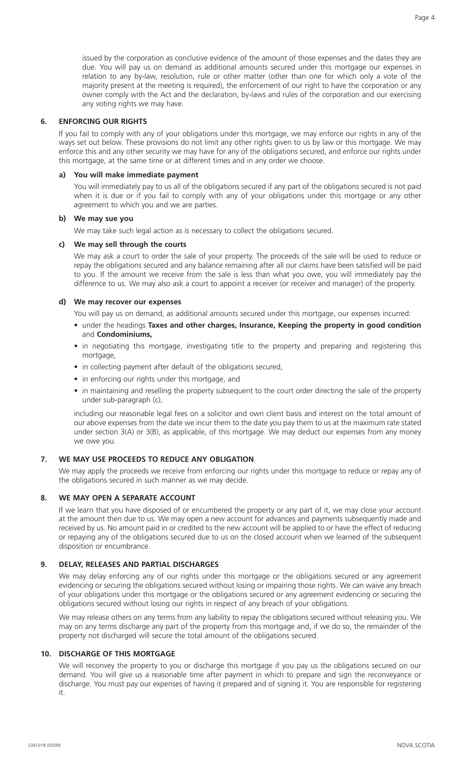issued by the corporation as conclusive evidence of the amount of those expenses and the dates they are due. You will pay us on demand as additional amounts secured under this mortgage our expenses in relation to any by-law, resolution, rule or other matter (other than one for which only a vote of the majority present at the meeting is required), the enforcement of our right to have the corporation or any owner comply with the Act and the declaration, by-laws and rules of the corporation and our exercising any voting rights we may have.

## 6. ENFORCING OUR RIGHTS

If you fail to comply with any of your obligations under this mortgage, we may enforce our rights in any of the ways set out below. These provisions do not limit any other rights given to us by law or this mortgage. We may enforce this and any other security we may have for any of the obligations secured, and enforce our rights under this mortgage, at the same time or at different times and in any order we choose.

### a) You will make immediate payment

You will immediately pay to us all of the obligations secured if any part of the obligations secured is not paid when it is due or if you fail to comply with any of your obligations under this mortgage or any other agreement to which you and we are parties.

### b) We may sue you

We may take such legal action as is necessary to collect the obligations secured.

### c) We may sell through the courts

We may ask a court to order the sale of your property. The proceeds of the sale will be used to reduce or repay the obligations secured and any balance remaining after all our claims have been satisfied will be paid to you. If the amount we receive from the sale is less than what you owe, you will immediately pay the difference to us. We may also ask a court to appoint a receiver (or receiver and manager) of the property.

### d) We may recover our expenses

You will pay us on demand, as additional amounts secured under this mortgage, our expenses incurred:

- under the headings **Taxes and other charges, Insurance, Keeping the property in good condition** and **Condominiums,**
- in negotiating this mortgage, investigating title to the property and preparing and registering this mortgage,
- in collecting payment after default of the obligations secured,
- in enforcing our rights under this mortgage, and
- in maintaining and reselling the property subsequent to the court order directing the sale of the property under sub-paragraph (c),

including our reasonable legal fees on a solicitor and own client basis and interest on the total amount of our above expenses from the date we incur them to the date you pay them to us at the maximum rate stated under section 3(A) or 3(B), as applicable, of this mortgage. We may deduct our expenses from any money we owe you.

## 7. WE MAY USE PROCEEDS TO REDUCE ANY OBLIGATION

We may apply the proceeds we receive from enforcing our rights under this mortgage to reduce or repay any of the obligations secured in such manner as we may decide.

## 8. WE MAY OPEN A SEPARATE ACCOUNT

If we learn that you have disposed of or encumbered the property or any part of it, we may close your account at the amount then due to us. We may open a new account for advances and payments subsequently made and received by us. No amount paid in or credited to the new account will be applied to or have the effect of reducing or repaying any of the obligations secured due to us on the closed account when we learned of the subsequent disposition or encumbrance.

## 9. DELAY, RELEASES AND PARTIAL DISCHARGES

We may delay enforcing any of our rights under this mortgage or the obligations secured or any agreement evidencing or securing the obligations secured without losing or impairing those rights. We can waive any breach of your obligations under this mortgage or the obligations secured or any agreement evidencing or securing the obligations secured without losing our rights in respect of any breach of your obligations.

We may release others on any terms from any liability to repay the obligations secured without releasing you. We may on any terms discharge any part of the property from this mortgage and, if we do so, the remainder of the property not discharged will secure the total amount of the obligations secured.

## 10. DISCHARGE OF THIS MORTGAGE

We will reconvey the property to you or discharge this mortgage if you pay us the obligations secured on our demand. You will give us a reasonable time after payment in which to prepare and sign the reconveyance or discharge. You must pay our expenses of having it prepared and of signing it. You are responsible for registering it.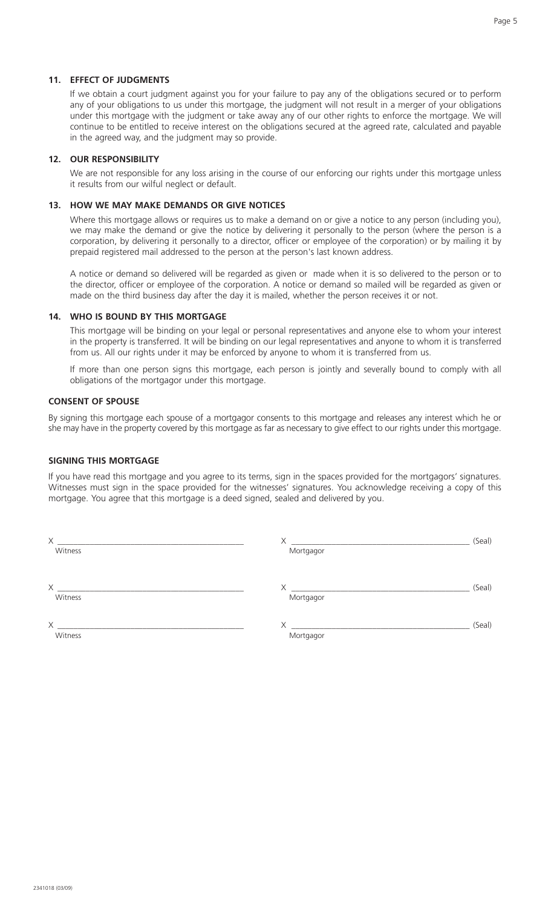### 11. EFFECT OF JUDGMENTS

If we obtain a court judgment against you for your failure to pay any of the obligations secured or to perform any of your obligations to us under this mortgage, the judgment will not result in a merger of your obligations under this mortgage with the judgment or take away any of our other rights to enforce the mortgage. We will continue to be entitled to receive interest on the obligations secured at the agreed rate, calculated and payable in the agreed way, and the judgment may so provide.

### 12. OUR RESPONSIBILITY

We are not responsible for any loss arising in the course of our enforcing our rights under this mortgage unless it results from our wilful neglect or default.

### 13. HOW WE MAY MAKE DEMANDS OR GIVE NOTICES

Where this mortgage allows or requires us to make a demand on or give a notice to any person (including you), we may make the demand or give the notice by delivering it personally to the person (where the person is a corporation, by delivering it personally to a director, officer or employee of the corporation) or by mailing it by prepaid registered mail addressed to the person at the person's last known address.

A notice or demand so delivered will be regarded as given or made when it is so delivered to the person or to the director, officer or employee of the corporation. A notice or demand so mailed will be regarded as given or made on the third business day after the day it is mailed, whether the person receives it or not.

### 14. WHO IS BOUND BY THIS MORTGAGE

This mortgage will be binding on your legal or personal representatives and anyone else to whom your interest in the property is transferred. It will be binding on our legal representatives and anyone to whom it is transferred from us. All our rights under it may be enforced by anyone to whom it is transferred from us.

If more than one person signs this mortgage, each person is jointly and severally bound to comply with all obligations of the mortgagor under this mortgage.

### CONSENT OF SPOUSE

By signing this mortgage each spouse of a mortgagor consents to this mortgage and releases any interest which he or she may have in the property covered by this mortgage as far as necessary to give effect to our rights under this mortgage.

### SIGNING THIS MORTGAGE

If you have read this mortgage and you agree to its terms, sign in the spaces provided for the mortgagors' signatures. Witnesses must sign in the space provided for the witnesses' signatures. You acknowledge receiving a copy of this mortgage. You agree that this mortgage is a deed signed, sealed and delivered by you.

X ______________________________ Witness &nbsp;&nbsp;&nbsp;&nbsp; X ______________________________ (Seal) Mortgagor

X ______________________________ Witness &nbsp;&nbsp;&nbsp;&nbsp; X ______________________________ (Seal) Mortgagor

X ______________________________ Witness &nbsp;&nbsp;&nbsp;&nbsp; X ______________________________ (Seal) Mortgagor

2341018 (03/09)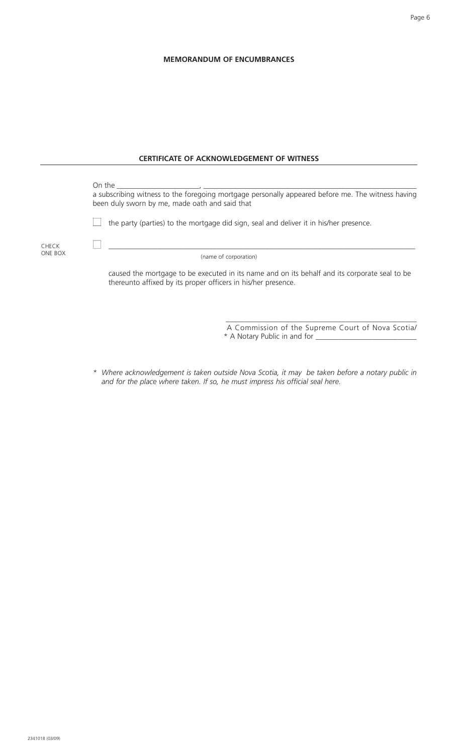**MEMORANDUM OF ENCUMBRANCES**

**CERTIFICATE OF ACKNOWLEDGEMENT OF WITNESS**

On the ______________________, ____________________________________________________________
a subscribing witness to the foregoing mortgage personally appeared before me. The witness having been duly sworn by me, made oath and said that

CHECK ONE BOX

☐ the party (parties) to the mortgage did sign, seal and deliver it in his/her presence.

☐ ____________________________________________________________________________________
(name of corporation)

caused the mortgage to be executed in its name and on its behalf and its corporate seal to be thereunto affixed by its proper officers in his/her presence.

______________________________________________________
A Commission of the Supreme Court of Nova Scotia/
* A Notary Public in and for ___________________________

*\* Where acknowledgement is taken outside Nova Scotia, it may be taken before a notary public in and for the place where taken. If so, he must impress his official seal here.*

2341018 (03/09)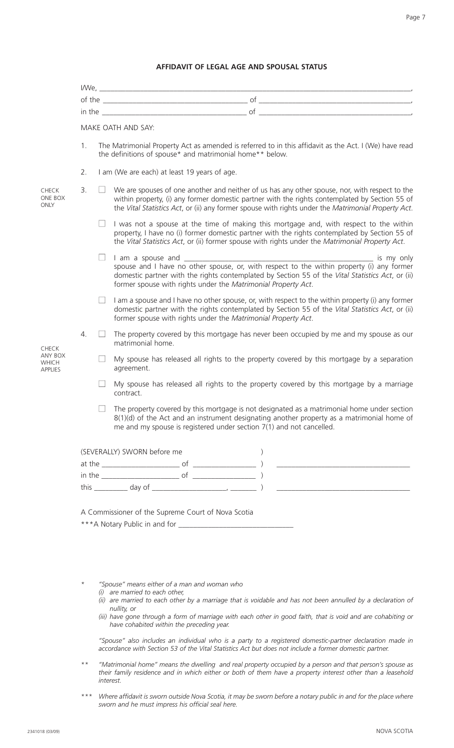## AFFIDAVIT OF LEGAL AGE AND SPOUSAL STATUS

I/We, ________________________________________________________________________________,

of the ______________________________________ of ______________________________________,

in the ______________________________________ of ______________________________________,

MAKE OATH AND SAY:

1. The Matrimonial Property Act as amended is referred to in this affidavit as the Act. I (We) have read the definitions of spouse* and matrimonial home** below.

2. I am (We are each) at least 19 years of age.

CHECK ONE BOX ONLY

3. ☐ We are spouses of one another and neither of us has any other spouse, nor, with respect to the within property, (i) any former domestic partner with the rights contemplated by Section 55 of the *Vital Statistics Act*, or (ii) any former spouse with rights under the *Matrimonial Property Act*.

   ☐ I was not a spouse at the time of making this mortgage and, with respect to the within property, I have no (i) former domestic partner with the rights contemplated by Section 55 of the *Vital Statistics Act*, or (ii) former spouse with rights under the *Matrimonial Property Act*.

   ☐ I am a spouse and ______________________________________________________ is my only spouse and I have no other spouse, or, with respect to the within property (i) any former domestic partner with the rights contemplated by Section 55 of the *Vital Statistics Act*, or (ii) former spouse with rights under the *Matrimonial Property Act*.

   ☐ I am a spouse and I have no other spouse, or, with respect to the within property (i) any former domestic partner with the rights contemplated by Section 55 of the *Vital Statistics Act*, or (ii) former spouse with rights under the *Matrimonial Property Act*.

CHECK ANY BOX WHICH APPLIES

4. ☐ The property covered by this mortgage has never been occupied by me and my spouse as our matrimonial home.

   ☐ My spouse has released all rights to the property covered by this mortgage by a separation agreement.

   ☐ My spouse has released all rights to the property covered by this mortgage by a marriage contract.

   ☐ The property covered by this mortgage is not designated as a matrimonial home under section 8(1)(d) of the Act and an instrument designating another property as a matrimonial home of me and my spouse is registered under section 7(1) and not cancelled.

(SEVERALLY) SWORN before me )
at the ____________________ of ________________ ) ___________________________________
in the ____________________ of ________________ )
this _________ day of ___________________, _______ ) ___________________________________

A Commissioner of the Supreme Court of Nova Scotia

***A Notary Public in and for _______________________________

\* *"Spouse" means either of a man and woman who*
*(i) are married to each other,*
*(ii) are married to each other by a marriage that is voidable and has not been annulled by a declaration of nullity, or*
*(iii) have gone through a form of marriage with each other in good faith, that is void and are cohabiting or have cohabited within the preceding year.*

*"Spouse" also includes an individual who is a party to a registered domestic-partner declaration made in accordance with Section 53 of the Vital Statistics Act but does not include a former domestic partner.*

\*\* *"Matrimonial home" means the dwelling and real property occupied by a person and that person's spouse as their family residence and in which either or both of them have a property interest other than a leasehold interest.*

\*\*\* *Where affidavit is sworn outside Nova Scotia, it may be sworn before a notary public in and for the place where sworn and he must impress his official seal here.*

2341018 (03/09) NOVA SCOTIA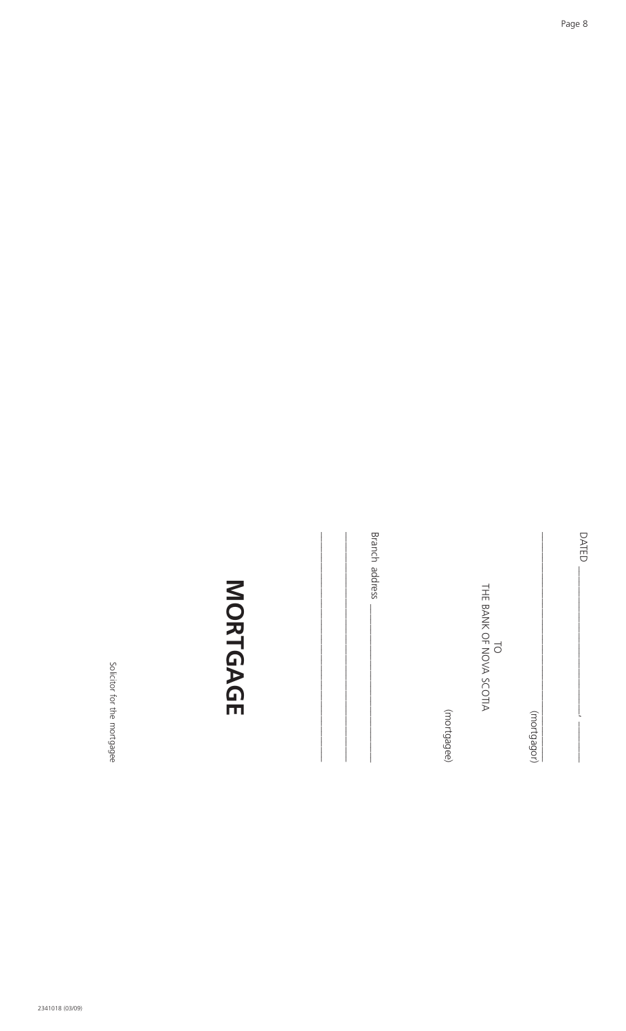DATED ______________________________, ________

________________________________________________ (mortgagor)

TO
THE BANK OF NOVA SCOTIA

(mortgagee)

Branch address ______________________________

______________________________________________

______________________________________________

# MORTGAGE

Solicitor for the mortgagee

2341018 (03/09)